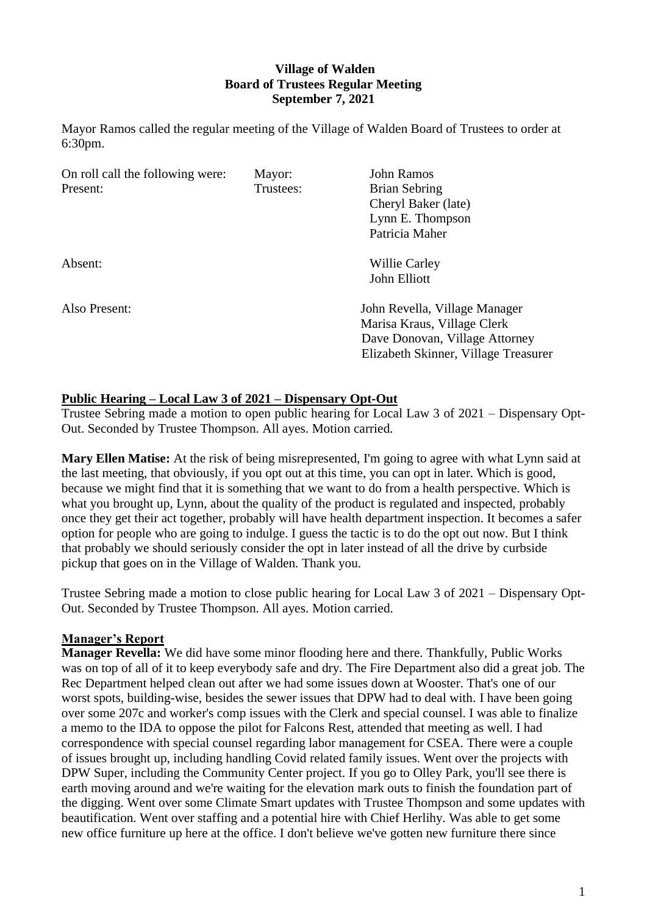**Village of Walden**
**Board of Trustees Regular Meeting**
**September 7, 2021**

Mayor Ramos called the regular meeting of the Village of Walden Board of Trustees to order at 6:30pm.

| On roll call the following were: Present: | Mayor: Trustees: | John Ramos Brian Sebring Cheryl Baker (late) Lynn E. Thompson Patricia Maher |
|---|---|---|
| Absent: | | Willie Carley John Elliott |
| Also Present: | | John Revella, Village Manager Marisa Kraus, Village Clerk Dave Donovan, Village Attorney Elizabeth Skinner, Village Treasurer |

**Public Hearing – Local Law 3 of 2021 – Dispensary Opt-Out**

Trustee Sebring made a motion to open public hearing for Local Law 3 of 2021 – Dispensary Opt-Out. Seconded by Trustee Thompson. All ayes. Motion carried.

**Mary Ellen Matise:** At the risk of being misrepresented, I'm going to agree with what Lynn said at the last meeting, that obviously, if you opt out at this time, you can opt in later. Which is good, because we might find that it is something that we want to do from a health perspective. Which is what you brought up, Lynn, about the quality of the product is regulated and inspected, probably once they get their act together, probably will have health department inspection. It becomes a safer option for people who are going to indulge. I guess the tactic is to do the opt out now. But I think that probably we should seriously consider the opt in later instead of all the drive by curbside pickup that goes on in the Village of Walden. Thank you.

Trustee Sebring made a motion to close public hearing for Local Law 3 of 2021 – Dispensary Opt-Out. Seconded by Trustee Thompson. All ayes. Motion carried.

**Manager's Report**

**Manager Revella:** We did have some minor flooding here and there. Thankfully, Public Works was on top of all of it to keep everybody safe and dry. The Fire Department also did a great job. The Rec Department helped clean out after we had some issues down at Wooster. That's one of our worst spots, building-wise, besides the sewer issues that DPW had to deal with. I have been going over some 207c and worker's comp issues with the Clerk and special counsel. I was able to finalize a memo to the IDA to oppose the pilot for Falcons Rest, attended that meeting as well. I had correspondence with special counsel regarding labor management for CSEA. There were a couple of issues brought up, including handling Covid related family issues. Went over the projects with DPW Super, including the Community Center project. If you go to Olley Park, you'll see there is earth moving around and we're waiting for the elevation mark outs to finish the foundation part of the digging. Went over some Climate Smart updates with Trustee Thompson and some updates with beautification. Went over staffing and a potential hire with Chief Herlihy. Was able to get some new office furniture up here at the office. I don't believe we've gotten new furniture there since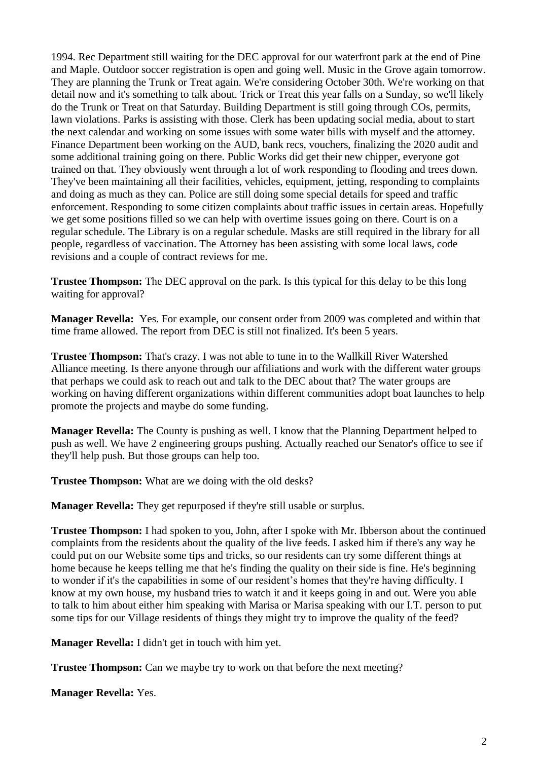1994. Rec Department still waiting for the DEC approval for our waterfront park at the end of Pine and Maple. Outdoor soccer registration is open and going well. Music in the Grove again tomorrow. They are planning the Trunk or Treat again. We're considering October 30th. We're working on that detail now and it's something to talk about. Trick or Treat this year falls on a Sunday, so we'll likely do the Trunk or Treat on that Saturday. Building Department is still going through COs, permits, lawn violations. Parks is assisting with those. Clerk has been updating social media, about to start the next calendar and working on some issues with some water bills with myself and the attorney. Finance Department been working on the AUD, bank recs, vouchers, finalizing the 2020 audit and some additional training going on there. Public Works did get their new chipper, everyone got trained on that. They obviously went through a lot of work responding to flooding and trees down. They've been maintaining all their facilities, vehicles, equipment, jetting, responding to complaints and doing as much as they can. Police are still doing some special details for speed and traffic enforcement. Responding to some citizen complaints about traffic issues in certain areas. Hopefully we get some positions filled so we can help with overtime issues going on there. Court is on a regular schedule. The Library is on a regular schedule. Masks are still required in the library for all people, regardless of vaccination. The Attorney has been assisting with some local laws, code revisions and a couple of contract reviews for me.

**Trustee Thompson:** The DEC approval on the park. Is this typical for this delay to be this long waiting for approval?

**Manager Revella:** Yes. For example, our consent order from 2009 was completed and within that time frame allowed. The report from DEC is still not finalized. It's been 5 years.

**Trustee Thompson:** That's crazy. I was not able to tune in to the Wallkill River Watershed Alliance meeting. Is there anyone through our affiliations and work with the different water groups that perhaps we could ask to reach out and talk to the DEC about that? The water groups are working on having different organizations within different communities adopt boat launches to help promote the projects and maybe do some funding.

**Manager Revella:** The County is pushing as well. I know that the Planning Department helped to push as well. We have 2 engineering groups pushing. Actually reached our Senator's office to see if they'll help push. But those groups can help too.

**Trustee Thompson:** What are we doing with the old desks?

**Manager Revella:** They get repurposed if they're still usable or surplus.

**Trustee Thompson:** I had spoken to you, John, after I spoke with Mr. Ibberson about the continued complaints from the residents about the quality of the live feeds. I asked him if there's any way he could put on our Website some tips and tricks, so our residents can try some different things at home because he keeps telling me that he's finding the quality on their side is fine. He's beginning to wonder if it's the capabilities in some of our resident's homes that they're having difficulty. I know at my own house, my husband tries to watch it and it keeps going in and out. Were you able to talk to him about either him speaking with Marisa or Marisa speaking with our I.T. person to put some tips for our Village residents of things they might try to improve the quality of the feed?

**Manager Revella:** I didn't get in touch with him yet.

**Trustee Thompson:** Can we maybe try to work on that before the next meeting?

**Manager Revella:** Yes.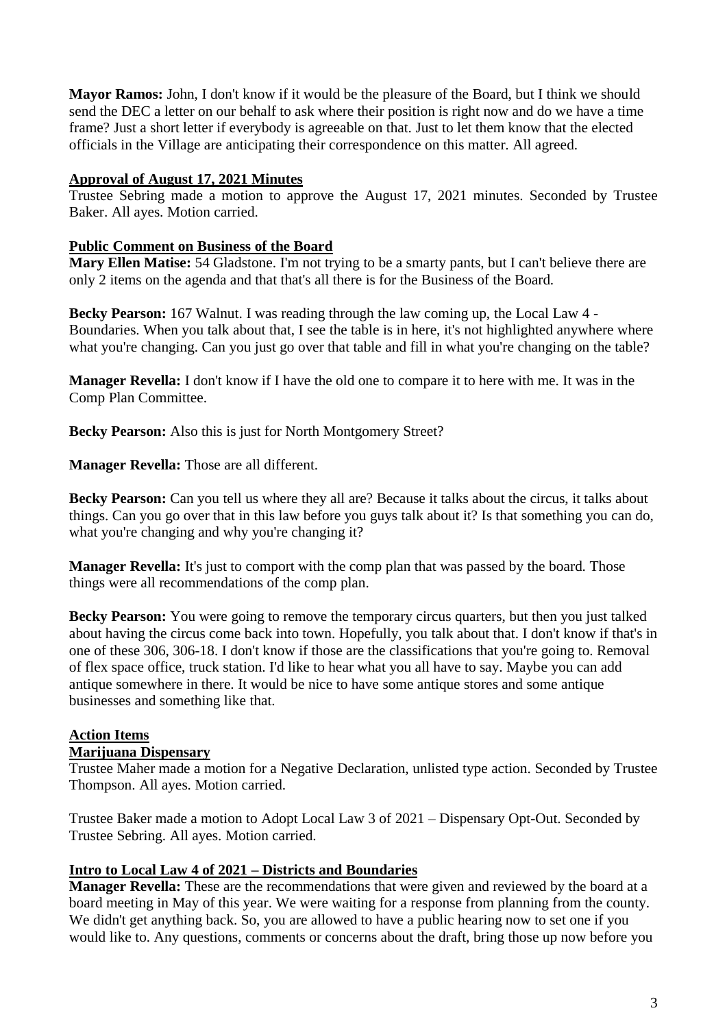**Mayor Ramos:** John, I don't know if it would be the pleasure of the Board, but I think we should send the DEC a letter on our behalf to ask where their position is right now and do we have a time frame? Just a short letter if everybody is agreeable on that. Just to let them know that the elected officials in the Village are anticipating their correspondence on this matter. All agreed.

**Approval of August 17, 2021 Minutes**

Trustee Sebring made a motion to approve the August 17, 2021 minutes. Seconded by Trustee Baker. All ayes. Motion carried.

**Public Comment on Business of the Board**

**Mary Ellen Matise:** 54 Gladstone. I'm not trying to be a smarty pants, but I can't believe there are only 2 items on the agenda and that that's all there is for the Business of the Board.

**Becky Pearson:** 167 Walnut. I was reading through the law coming up, the Local Law 4 - Boundaries. When you talk about that, I see the table is in here, it's not highlighted anywhere where what you're changing. Can you just go over that table and fill in what you're changing on the table?

**Manager Revella:** I don't know if I have the old one to compare it to here with me. It was in the Comp Plan Committee.

**Becky Pearson:** Also this is just for North Montgomery Street?

**Manager Revella:** Those are all different.

**Becky Pearson:** Can you tell us where they all are? Because it talks about the circus, it talks about things. Can you go over that in this law before you guys talk about it? Is that something you can do, what you're changing and why you're changing it?

**Manager Revella:** It's just to comport with the comp plan that was passed by the board. Those things were all recommendations of the comp plan.

**Becky Pearson:** You were going to remove the temporary circus quarters, but then you just talked about having the circus come back into town. Hopefully, you talk about that. I don't know if that's in one of these 306, 306-18. I don't know if those are the classifications that you're going to. Removal of flex space office, truck station. I'd like to hear what you all have to say. Maybe you can add antique somewhere in there. It would be nice to have some antique stores and some antique businesses and something like that.

**Action Items**

**Marijuana Dispensary**

Trustee Maher made a motion for a Negative Declaration, unlisted type action. Seconded by Trustee Thompson. All ayes. Motion carried.

Trustee Baker made a motion to Adopt Local Law 3 of 2021 – Dispensary Opt-Out. Seconded by Trustee Sebring. All ayes. Motion carried.

**Intro to Local Law 4 of 2021 – Districts and Boundaries**

**Manager Revella:** These are the recommendations that were given and reviewed by the board at a board meeting in May of this year. We were waiting for a response from planning from the county. We didn't get anything back. So, you are allowed to have a public hearing now to set one if you would like to. Any questions, comments or concerns about the draft, bring those up now before you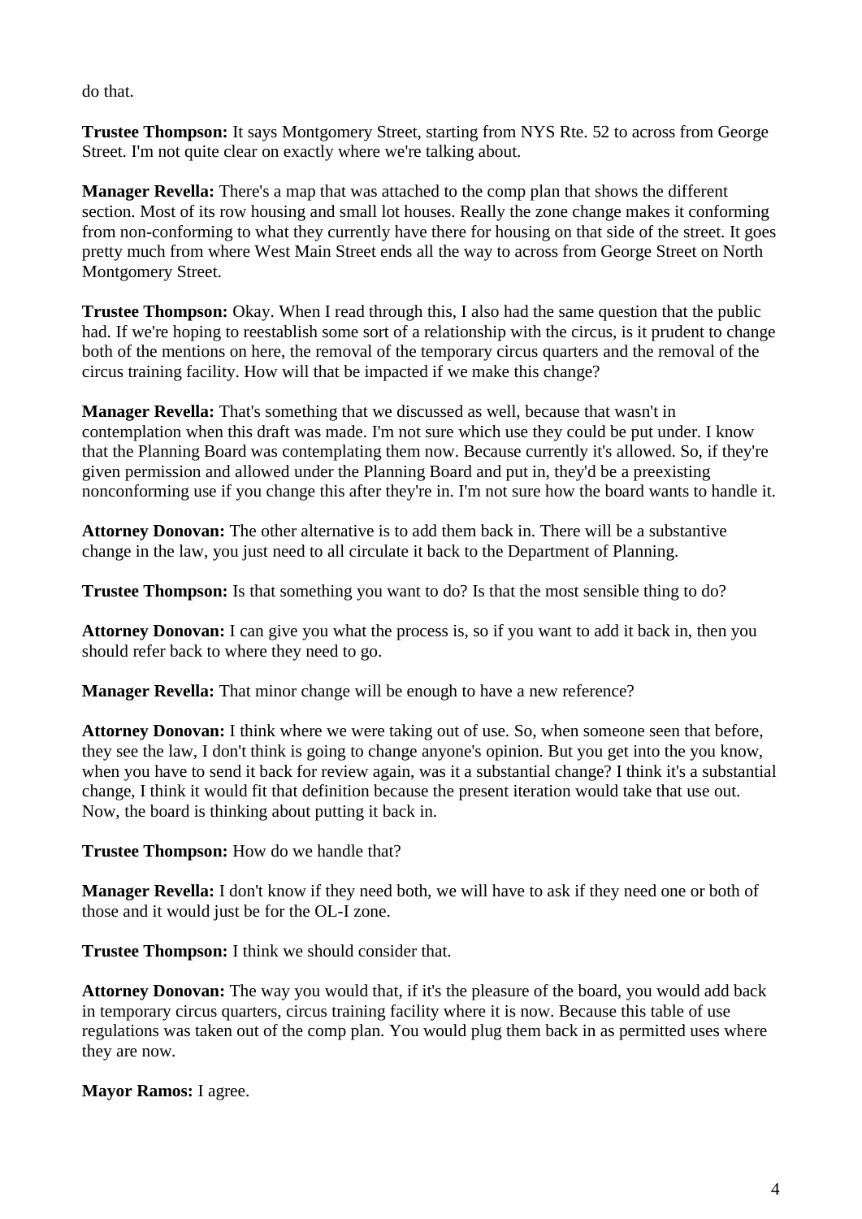do that.

**Trustee Thompson:** It says Montgomery Street, starting from NYS Rte. 52 to across from George Street. I'm not quite clear on exactly where we're talking about.

**Manager Revella:** There's a map that was attached to the comp plan that shows the different section. Most of its row housing and small lot houses. Really the zone change makes it conforming from non-conforming to what they currently have there for housing on that side of the street. It goes pretty much from where West Main Street ends all the way to across from George Street on North Montgomery Street.

**Trustee Thompson:** Okay. When I read through this, I also had the same question that the public had. If we're hoping to reestablish some sort of a relationship with the circus, is it prudent to change both of the mentions on here, the removal of the temporary circus quarters and the removal of the circus training facility. How will that be impacted if we make this change?

**Manager Revella:** That's something that we discussed as well, because that wasn't in contemplation when this draft was made. I'm not sure which use they could be put under. I know that the Planning Board was contemplating them now. Because currently it's allowed. So, if they're given permission and allowed under the Planning Board and put in, they'd be a preexisting nonconforming use if you change this after they're in. I'm not sure how the board wants to handle it.

**Attorney Donovan:** The other alternative is to add them back in. There will be a substantive change in the law, you just need to all circulate it back to the Department of Planning.

**Trustee Thompson:** Is that something you want to do? Is that the most sensible thing to do?

**Attorney Donovan:** I can give you what the process is, so if you want to add it back in, then you should refer back to where they need to go.

**Manager Revella:** That minor change will be enough to have a new reference?

**Attorney Donovan:** I think where we were taking out of use. So, when someone seen that before, they see the law, I don't think is going to change anyone's opinion. But you get into the you know, when you have to send it back for review again, was it a substantial change? I think it's a substantial change, I think it would fit that definition because the present iteration would take that use out. Now, the board is thinking about putting it back in.

**Trustee Thompson:** How do we handle that?

**Manager Revella:** I don't know if they need both, we will have to ask if they need one or both of those and it would just be for the OL-I zone.

**Trustee Thompson:** I think we should consider that.

**Attorney Donovan:** The way you would that, if it's the pleasure of the board, you would add back in temporary circus quarters, circus training facility where it is now. Because this table of use regulations was taken out of the comp plan. You would plug them back in as permitted uses where they are now.

**Mayor Ramos:** I agree.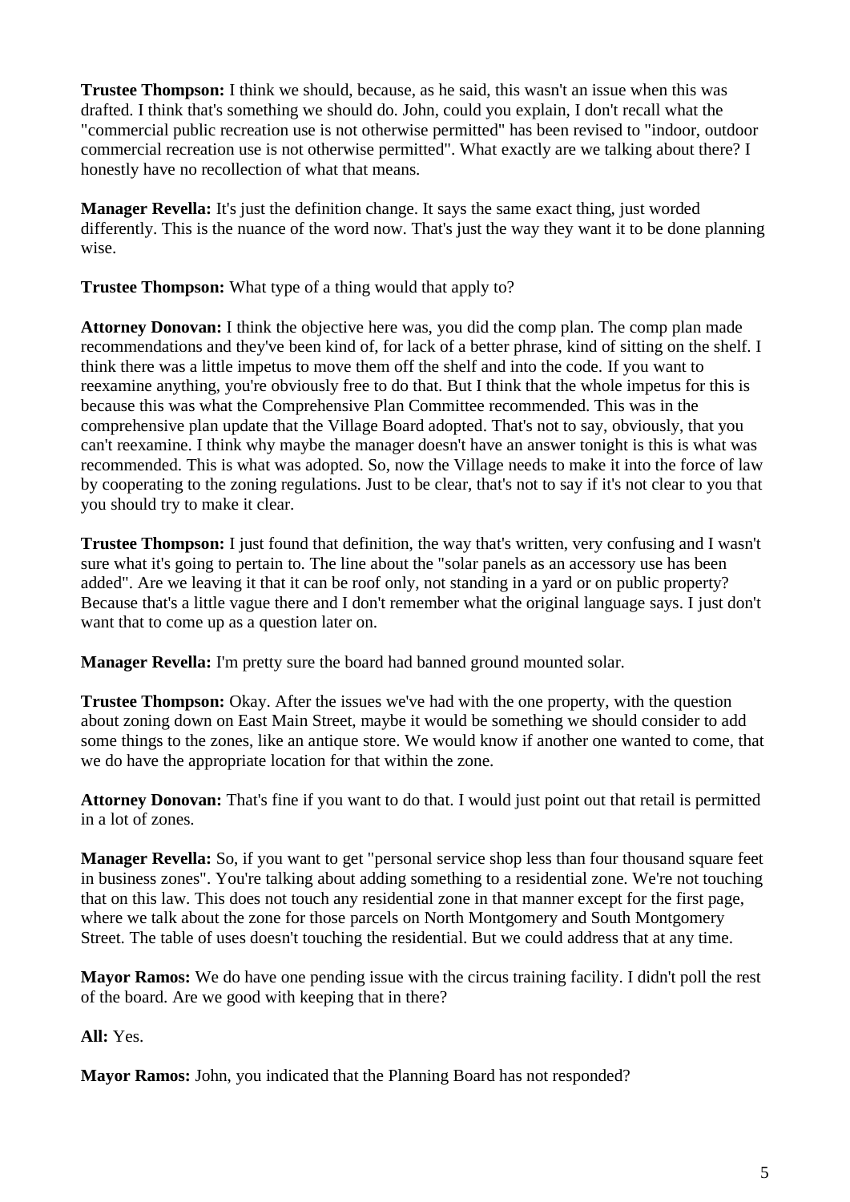**Trustee Thompson:** I think we should, because, as he said, this wasn't an issue when this was drafted. I think that's something we should do. John, could you explain, I don't recall what the "commercial public recreation use is not otherwise permitted" has been revised to "indoor, outdoor commercial recreation use is not otherwise permitted". What exactly are we talking about there? I honestly have no recollection of what that means.

**Manager Revella:** It's just the definition change. It says the same exact thing, just worded differently. This is the nuance of the word now. That's just the way they want it to be done planning wise.

**Trustee Thompson:** What type of a thing would that apply to?

**Attorney Donovan:** I think the objective here was, you did the comp plan. The comp plan made recommendations and they've been kind of, for lack of a better phrase, kind of sitting on the shelf. I think there was a little impetus to move them off the shelf and into the code. If you want to reexamine anything, you're obviously free to do that. But I think that the whole impetus for this is because this was what the Comprehensive Plan Committee recommended. This was in the comprehensive plan update that the Village Board adopted. That's not to say, obviously, that you can't reexamine. I think why maybe the manager doesn't have an answer tonight is this is what was recommended. This is what was adopted. So, now the Village needs to make it into the force of law by cooperating to the zoning regulations. Just to be clear, that's not to say if it's not clear to you that you should try to make it clear.

**Trustee Thompson:** I just found that definition, the way that's written, very confusing and I wasn't sure what it's going to pertain to. The line about the "solar panels as an accessory use has been added". Are we leaving it that it can be roof only, not standing in a yard or on public property? Because that's a little vague there and I don't remember what the original language says. I just don't want that to come up as a question later on.

**Manager Revella:** I'm pretty sure the board had banned ground mounted solar.

**Trustee Thompson:** Okay. After the issues we've had with the one property, with the question about zoning down on East Main Street, maybe it would be something we should consider to add some things to the zones, like an antique store. We would know if another one wanted to come, that we do have the appropriate location for that within the zone.

**Attorney Donovan:** That's fine if you want to do that. I would just point out that retail is permitted in a lot of zones.

**Manager Revella:** So, if you want to get "personal service shop less than four thousand square feet in business zones". You're talking about adding something to a residential zone. We're not touching that on this law. This does not touch any residential zone in that manner except for the first page, where we talk about the zone for those parcels on North Montgomery and South Montgomery Street. The table of uses doesn't touching the residential. But we could address that at any time.

**Mayor Ramos:** We do have one pending issue with the circus training facility. I didn't poll the rest of the board. Are we good with keeping that in there?

**All:** Yes.

**Mayor Ramos:** John, you indicated that the Planning Board has not responded?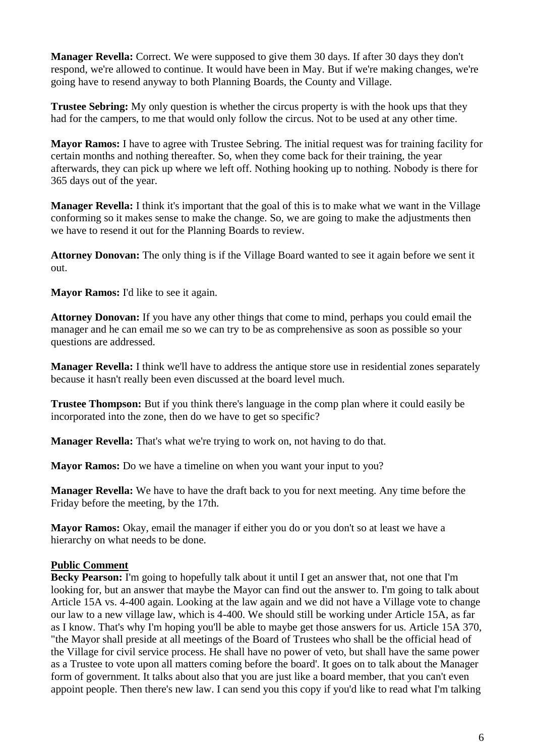**Manager Revella:** Correct. We were supposed to give them 30 days. If after 30 days they don't respond, we're allowed to continue. It would have been in May. But if we're making changes, we're going have to resend anyway to both Planning Boards, the County and Village.

**Trustee Sebring:** My only question is whether the circus property is with the hook ups that they had for the campers, to me that would only follow the circus. Not to be used at any other time.

**Mayor Ramos:** I have to agree with Trustee Sebring. The initial request was for training facility for certain months and nothing thereafter. So, when they come back for their training, the year afterwards, they can pick up where we left off. Nothing hooking up to nothing. Nobody is there for 365 days out of the year.

**Manager Revella:** I think it's important that the goal of this is to make what we want in the Village conforming so it makes sense to make the change. So, we are going to make the adjustments then we have to resend it out for the Planning Boards to review.

**Attorney Donovan:** The only thing is if the Village Board wanted to see it again before we sent it out.

**Mayor Ramos:** I'd like to see it again.

**Attorney Donovan:** If you have any other things that come to mind, perhaps you could email the manager and he can email me so we can try to be as comprehensive as soon as possible so your questions are addressed.

**Manager Revella:** I think we'll have to address the antique store use in residential zones separately because it hasn't really been even discussed at the board level much.

**Trustee Thompson:** But if you think there's language in the comp plan where it could easily be incorporated into the zone, then do we have to get so specific?

**Manager Revella:** That's what we're trying to work on, not having to do that.

**Mayor Ramos:** Do we have a timeline on when you want your input to you?

**Manager Revella:** We have to have the draft back to you for next meeting. Any time before the Friday before the meeting, by the 17th.

**Mayor Ramos:** Okay, email the manager if either you do or you don't so at least we have a hierarchy on what needs to be done.

**Public Comment**

**Becky Pearson:** I'm going to hopefully talk about it until I get an answer that, not one that I'm looking for, but an answer that maybe the Mayor can find out the answer to. I'm going to talk about Article 15A vs. 4-400 again. Looking at the law again and we did not have a Village vote to change our law to a new village law, which is 4-400. We should still be working under Article 15A, as far as I know. That's why I'm hoping you'll be able to maybe get those answers for us. Article 15A 370, "the Mayor shall preside at all meetings of the Board of Trustees who shall be the official head of the Village for civil service process. He shall have no power of veto, but shall have the same power as a Trustee to vote upon all matters coming before the board'. It goes on to talk about the Manager form of government. It talks about also that you are just like a board member, that you can't even appoint people. Then there's new law. I can send you this copy if you'd like to read what I'm talking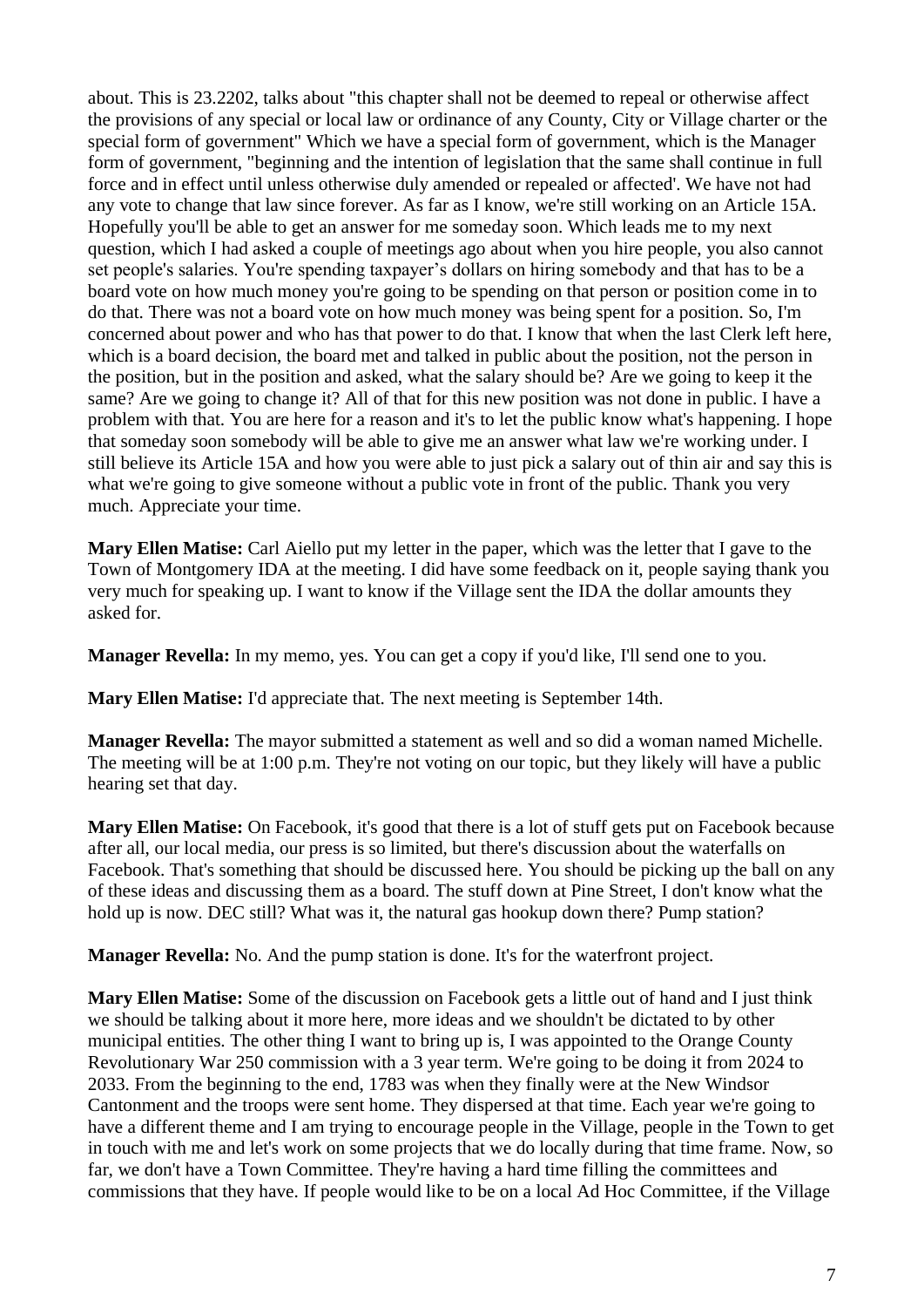about. This is 23.2202, talks about "this chapter shall not be deemed to repeal or otherwise affect the provisions of any special or local law or ordinance of any County, City or Village charter or the special form of government" Which we have a special form of government, which is the Manager form of government, "beginning and the intention of legislation that the same shall continue in full force and in effect until unless otherwise duly amended or repealed or affected'. We have not had any vote to change that law since forever. As far as I know, we're still working on an Article 15A. Hopefully you'll be able to get an answer for me someday soon. Which leads me to my next question, which I had asked a couple of meetings ago about when you hire people, you also cannot set people's salaries. You're spending taxpayer's dollars on hiring somebody and that has to be a board vote on how much money you're going to be spending on that person or position come in to do that. There was not a board vote on how much money was being spent for a position. So, I'm concerned about power and who has that power to do that. I know that when the last Clerk left here, which is a board decision, the board met and talked in public about the position, not the person in the position, but in the position and asked, what the salary should be? Are we going to keep it the same? Are we going to change it? All of that for this new position was not done in public. I have a problem with that. You are here for a reason and it's to let the public know what's happening. I hope that someday soon somebody will be able to give me an answer what law we're working under. I still believe its Article 15A and how you were able to just pick a salary out of thin air and say this is what we're going to give someone without a public vote in front of the public. Thank you very much. Appreciate your time.

**Mary Ellen Matise:** Carl Aiello put my letter in the paper, which was the letter that I gave to the Town of Montgomery IDA at the meeting. I did have some feedback on it, people saying thank you very much for speaking up. I want to know if the Village sent the IDA the dollar amounts they asked for.

**Manager Revella:** In my memo, yes. You can get a copy if you'd like, I'll send one to you.

**Mary Ellen Matise:** I'd appreciate that. The next meeting is September 14th.

**Manager Revella:** The mayor submitted a statement as well and so did a woman named Michelle. The meeting will be at 1:00 p.m. They're not voting on our topic, but they likely will have a public hearing set that day.

**Mary Ellen Matise:** On Facebook, it's good that there is a lot of stuff gets put on Facebook because after all, our local media, our press is so limited, but there's discussion about the waterfalls on Facebook. That's something that should be discussed here. You should be picking up the ball on any of these ideas and discussing them as a board. The stuff down at Pine Street, I don't know what the hold up is now. DEC still? What was it, the natural gas hookup down there? Pump station?

**Manager Revella:** No. And the pump station is done. It's for the waterfront project.

**Mary Ellen Matise:** Some of the discussion on Facebook gets a little out of hand and I just think we should be talking about it more here, more ideas and we shouldn't be dictated to by other municipal entities. The other thing I want to bring up is, I was appointed to the Orange County Revolutionary War 250 commission with a 3 year term. We're going to be doing it from 2024 to 2033. From the beginning to the end, 1783 was when they finally were at the New Windsor Cantonment and the troops were sent home. They dispersed at that time. Each year we're going to have a different theme and I am trying to encourage people in the Village, people in the Town to get in touch with me and let's work on some projects that we do locally during that time frame. Now, so far, we don't have a Town Committee. They're having a hard time filling the committees and commissions that they have. If people would like to be on a local Ad Hoc Committee, if the Village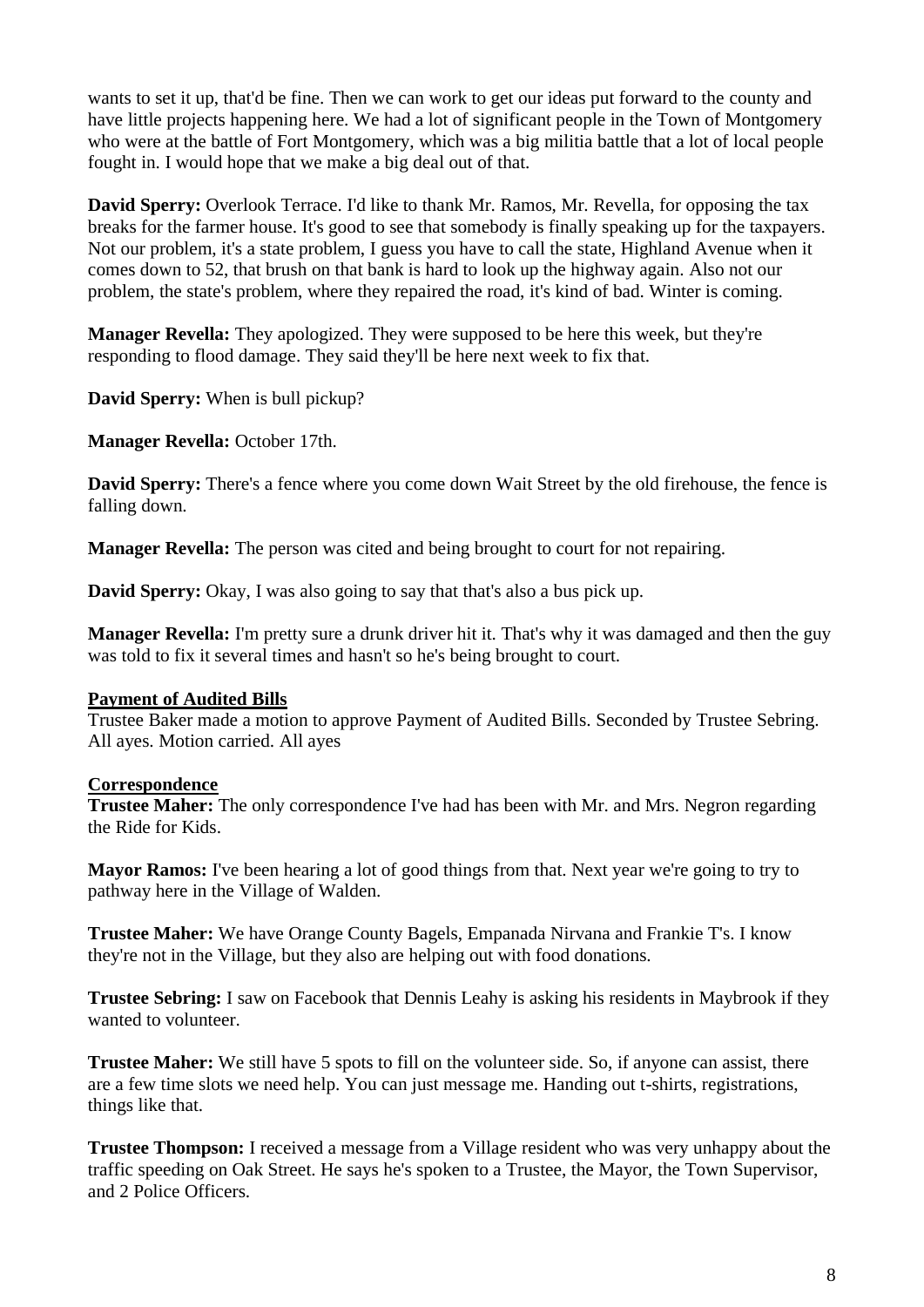wants to set it up, that'd be fine. Then we can work to get our ideas put forward to the county and have little projects happening here. We had a lot of significant people in the Town of Montgomery who were at the battle of Fort Montgomery, which was a big militia battle that a lot of local people fought in. I would hope that we make a big deal out of that.

**David Sperry:** Overlook Terrace. I'd like to thank Mr. Ramos, Mr. Revella, for opposing the tax breaks for the farmer house. It's good to see that somebody is finally speaking up for the taxpayers. Not our problem, it's a state problem, I guess you have to call the state, Highland Avenue when it comes down to 52, that brush on that bank is hard to look up the highway again. Also not our problem, the state's problem, where they repaired the road, it's kind of bad. Winter is coming.

**Manager Revella:** They apologized. They were supposed to be here this week, but they're responding to flood damage. They said they'll be here next week to fix that.

**David Sperry:** When is bull pickup?

**Manager Revella:** October 17th.

**David Sperry:** There's a fence where you come down Wait Street by the old firehouse, the fence is falling down.

**Manager Revella:** The person was cited and being brought to court for not repairing.

**David Sperry:** Okay, I was also going to say that that's also a bus pick up.

**Manager Revella:** I'm pretty sure a drunk driver hit it. That's why it was damaged and then the guy was told to fix it several times and hasn't so he's being brought to court.

**Payment of Audited Bills**

Trustee Baker made a motion to approve Payment of Audited Bills. Seconded by Trustee Sebring. All ayes. Motion carried. All ayes

**Correspondence**

**Trustee Maher:** The only correspondence I've had has been with Mr. and Mrs. Negron regarding the Ride for Kids.

**Mayor Ramos:** I've been hearing a lot of good things from that. Next year we're going to try to pathway here in the Village of Walden.

**Trustee Maher:** We have Orange County Bagels, Empanada Nirvana and Frankie T's. I know they're not in the Village, but they also are helping out with food donations.

**Trustee Sebring:** I saw on Facebook that Dennis Leahy is asking his residents in Maybrook if they wanted to volunteer.

**Trustee Maher:** We still have 5 spots to fill on the volunteer side. So, if anyone can assist, there are a few time slots we need help. You can just message me. Handing out t-shirts, registrations, things like that.

**Trustee Thompson:** I received a message from a Village resident who was very unhappy about the traffic speeding on Oak Street. He says he's spoken to a Trustee, the Mayor, the Town Supervisor, and 2 Police Officers.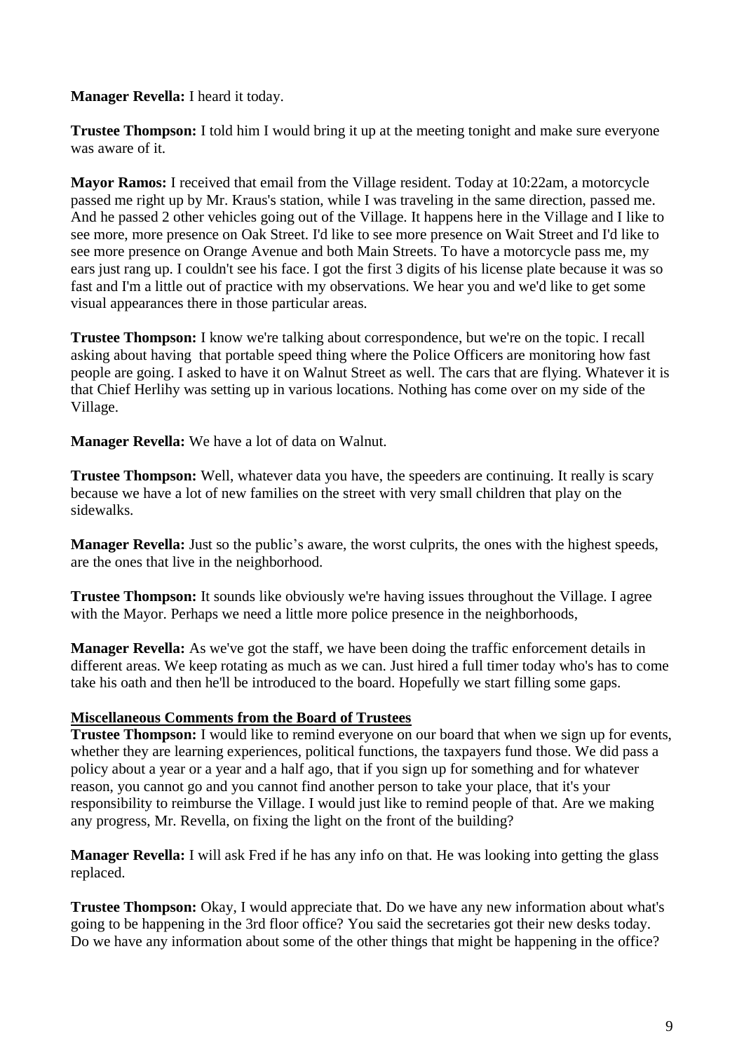**Manager Revella:** I heard it today.

**Trustee Thompson:** I told him I would bring it up at the meeting tonight and make sure everyone was aware of it.

**Mayor Ramos:** I received that email from the Village resident. Today at 10:22am, a motorcycle passed me right up by Mr. Kraus's station, while I was traveling in the same direction, passed me. And he passed 2 other vehicles going out of the Village. It happens here in the Village and I like to see more, more presence on Oak Street. I'd like to see more presence on Wait Street and I'd like to see more presence on Orange Avenue and both Main Streets. To have a motorcycle pass me, my ears just rang up. I couldn't see his face. I got the first 3 digits of his license plate because it was so fast and I'm a little out of practice with my observations. We hear you and we'd like to get some visual appearances there in those particular areas.

**Trustee Thompson:** I know we're talking about correspondence, but we're on the topic. I recall asking about having that portable speed thing where the Police Officers are monitoring how fast people are going. I asked to have it on Walnut Street as well. The cars that are flying. Whatever it is that Chief Herlihy was setting up in various locations. Nothing has come over on my side of the Village.

**Manager Revella:** We have a lot of data on Walnut.

**Trustee Thompson:** Well, whatever data you have, the speeders are continuing. It really is scary because we have a lot of new families on the street with very small children that play on the sidewalks.

**Manager Revella:** Just so the public's aware, the worst culprits, the ones with the highest speeds, are the ones that live in the neighborhood.

**Trustee Thompson:** It sounds like obviously we're having issues throughout the Village. I agree with the Mayor. Perhaps we need a little more police presence in the neighborhoods,

**Manager Revella:** As we've got the staff, we have been doing the traffic enforcement details in different areas. We keep rotating as much as we can. Just hired a full timer today who's has to come take his oath and then he'll be introduced to the board. Hopefully we start filling some gaps.

**Miscellaneous Comments from the Board of Trustees**

**Trustee Thompson:** I would like to remind everyone on our board that when we sign up for events, whether they are learning experiences, political functions, the taxpayers fund those. We did pass a policy about a year or a year and a half ago, that if you sign up for something and for whatever reason, you cannot go and you cannot find another person to take your place, that it's your responsibility to reimburse the Village. I would just like to remind people of that. Are we making any progress, Mr. Revella, on fixing the light on the front of the building?

**Manager Revella:** I will ask Fred if he has any info on that. He was looking into getting the glass replaced.

**Trustee Thompson:** Okay, I would appreciate that. Do we have any new information about what's going to be happening in the 3rd floor office? You said the secretaries got their new desks today. Do we have any information about some of the other things that might be happening in the office?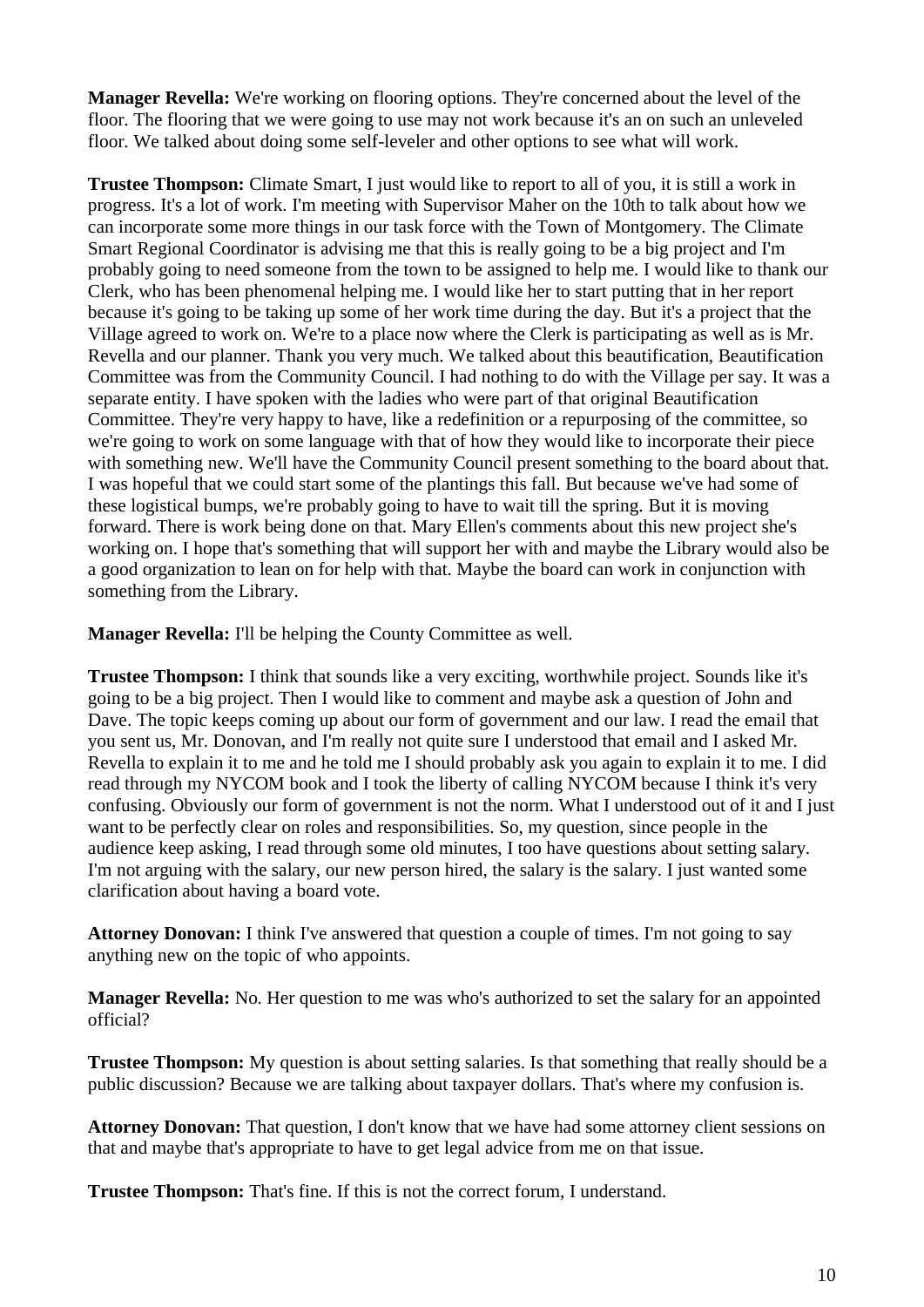**Manager Revella:** We're working on flooring options. They're concerned about the level of the floor. The flooring that we were going to use may not work because it's an on such an unleveled floor. We talked about doing some self-leveler and other options to see what will work.

**Trustee Thompson:** Climate Smart, I just would like to report to all of you, it is still a work in progress. It's a lot of work. I'm meeting with Supervisor Maher on the 10th to talk about how we can incorporate some more things in our task force with the Town of Montgomery. The Climate Smart Regional Coordinator is advising me that this is really going to be a big project and I'm probably going to need someone from the town to be assigned to help me. I would like to thank our Clerk, who has been phenomenal helping me. I would like her to start putting that in her report because it's going to be taking up some of her work time during the day. But it's a project that the Village agreed to work on. We're to a place now where the Clerk is participating as well as is Mr. Revella and our planner. Thank you very much. We talked about this beautification, Beautification Committee was from the Community Council. I had nothing to do with the Village per say. It was a separate entity. I have spoken with the ladies who were part of that original Beautification Committee. They're very happy to have, like a redefinition or a repurposing of the committee, so we're going to work on some language with that of how they would like to incorporate their piece with something new. We'll have the Community Council present something to the board about that. I was hopeful that we could start some of the plantings this fall. But because we've had some of these logistical bumps, we're probably going to have to wait till the spring. But it is moving forward. There is work being done on that. Mary Ellen's comments about this new project she's working on. I hope that's something that will support her with and maybe the Library would also be a good organization to lean on for help with that. Maybe the board can work in conjunction with something from the Library.

**Manager Revella:** I'll be helping the County Committee as well.

**Trustee Thompson:** I think that sounds like a very exciting, worthwhile project. Sounds like it's going to be a big project. Then I would like to comment and maybe ask a question of John and Dave. The topic keeps coming up about our form of government and our law. I read the email that you sent us, Mr. Donovan, and I'm really not quite sure I understood that email and I asked Mr. Revella to explain it to me and he told me I should probably ask you again to explain it to me. I did read through my NYCOM book and I took the liberty of calling NYCOM because I think it's very confusing. Obviously our form of government is not the norm. What I understood out of it and I just want to be perfectly clear on roles and responsibilities. So, my question, since people in the audience keep asking, I read through some old minutes, I too have questions about setting salary. I'm not arguing with the salary, our new person hired, the salary is the salary. I just wanted some clarification about having a board vote.

**Attorney Donovan:** I think I've answered that question a couple of times. I'm not going to say anything new on the topic of who appoints.

**Manager Revella:** No. Her question to me was who's authorized to set the salary for an appointed official?

**Trustee Thompson:** My question is about setting salaries. Is that something that really should be a public discussion? Because we are talking about taxpayer dollars. That's where my confusion is.

**Attorney Donovan:** That question, I don't know that we have had some attorney client sessions on that and maybe that's appropriate to have to get legal advice from me on that issue.

**Trustee Thompson:** That's fine. If this is not the correct forum, I understand.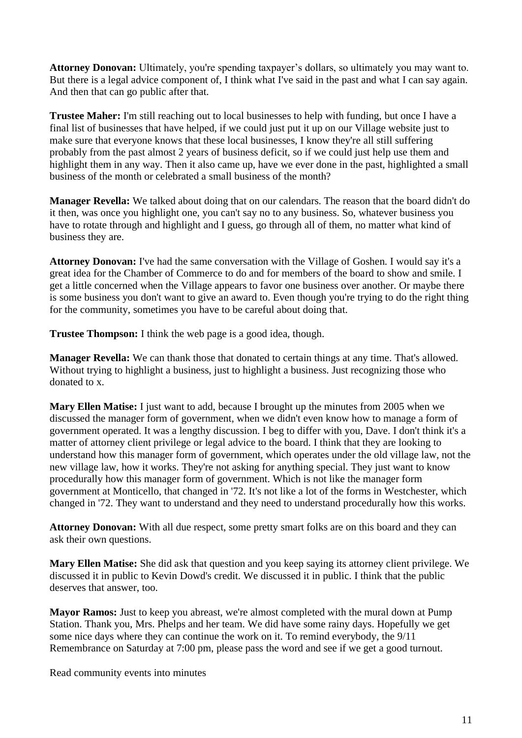**Attorney Donovan:** Ultimately, you're spending taxpayer's dollars, so ultimately you may want to. But there is a legal advice component of, I think what I've said in the past and what I can say again. And then that can go public after that.

**Trustee Maher:** I'm still reaching out to local businesses to help with funding, but once I have a final list of businesses that have helped, if we could just put it up on our Village website just to make sure that everyone knows that these local businesses, I know they're all still suffering probably from the past almost 2 years of business deficit, so if we could just help use them and highlight them in any way. Then it also came up, have we ever done in the past, highlighted a small business of the month or celebrated a small business of the month?

**Manager Revella:** We talked about doing that on our calendars. The reason that the board didn't do it then, was once you highlight one, you can't say no to any business. So, whatever business you have to rotate through and highlight and I guess, go through all of them, no matter what kind of business they are.

**Attorney Donovan:** I've had the same conversation with the Village of Goshen. I would say it's a great idea for the Chamber of Commerce to do and for members of the board to show and smile. I get a little concerned when the Village appears to favor one business over another. Or maybe there is some business you don't want to give an award to. Even though you're trying to do the right thing for the community, sometimes you have to be careful about doing that.

**Trustee Thompson:** I think the web page is a good idea, though.

**Manager Revella:** We can thank those that donated to certain things at any time. That's allowed. Without trying to highlight a business, just to highlight a business. Just recognizing those who donated to x.

**Mary Ellen Matise:** I just want to add, because I brought up the minutes from 2005 when we discussed the manager form of government, when we didn't even know how to manage a form of government operated. It was a lengthy discussion. I beg to differ with you, Dave. I don't think it's a matter of attorney client privilege or legal advice to the board. I think that they are looking to understand how this manager form of government, which operates under the old village law, not the new village law, how it works. They're not asking for anything special. They just want to know procedurally how this manager form of government. Which is not like the manager form government at Monticello, that changed in '72. It's not like a lot of the forms in Westchester, which changed in '72. They want to understand and they need to understand procedurally how this works.

**Attorney Donovan:** With all due respect, some pretty smart folks are on this board and they can ask their own questions.

**Mary Ellen Matise:** She did ask that question and you keep saying its attorney client privilege. We discussed it in public to Kevin Dowd's credit. We discussed it in public. I think that the public deserves that answer, too.

**Mayor Ramos:** Just to keep you abreast, we're almost completed with the mural down at Pump Station. Thank you, Mrs. Phelps and her team. We did have some rainy days. Hopefully we get some nice days where they can continue the work on it. To remind everybody, the 9/11 Remembrance on Saturday at 7:00 pm, please pass the word and see if we get a good turnout.

Read community events into minutes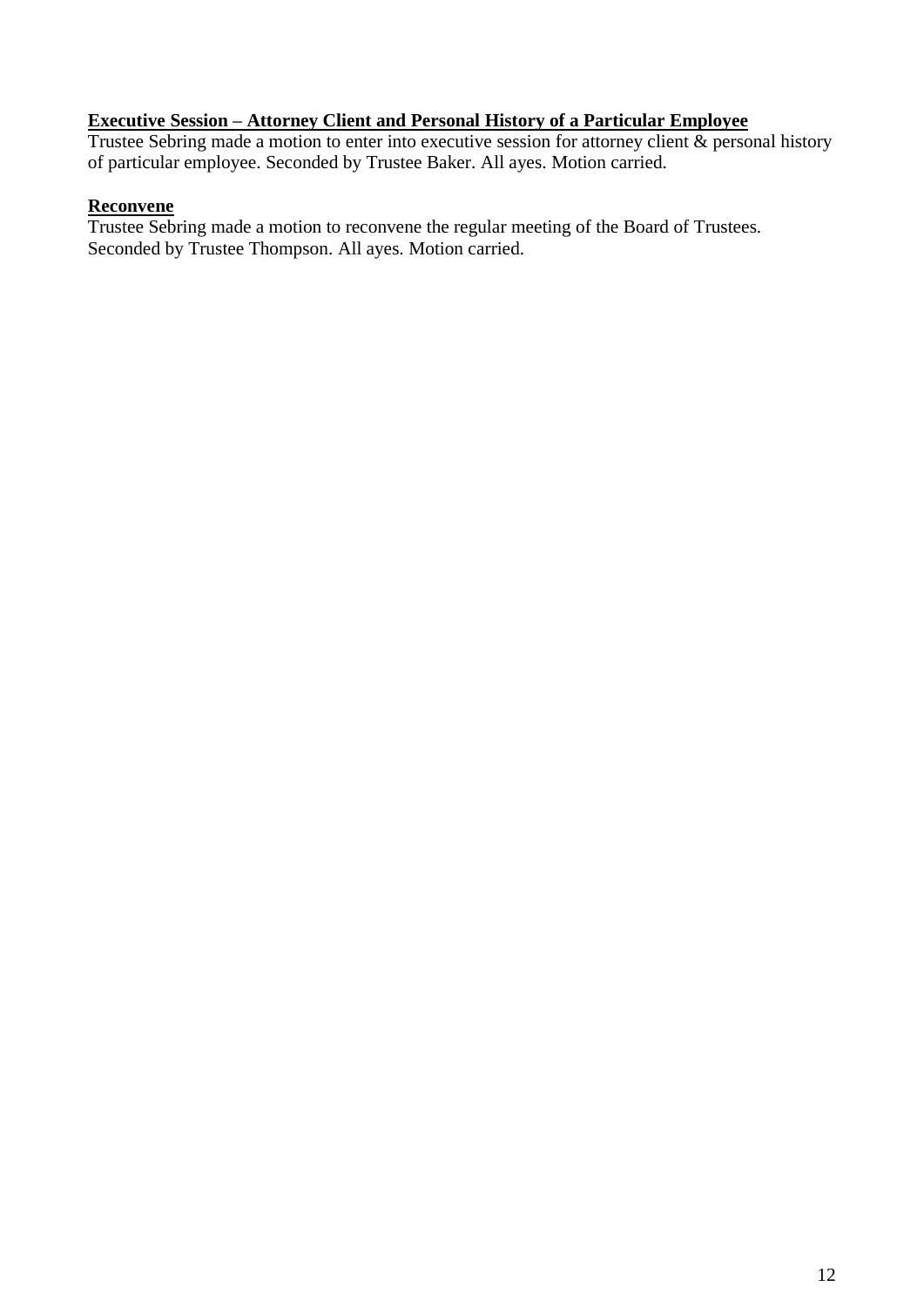**Executive Session – Attorney Client and Personal History of a Particular Employee**

Trustee Sebring made a motion to enter into executive session for attorney client & personal history of particular employee. Seconded by Trustee Baker. All ayes. Motion carried.

**Reconvene**

Trustee Sebring made a motion to reconvene the regular meeting of the Board of Trustees. Seconded by Trustee Thompson. All ayes. Motion carried.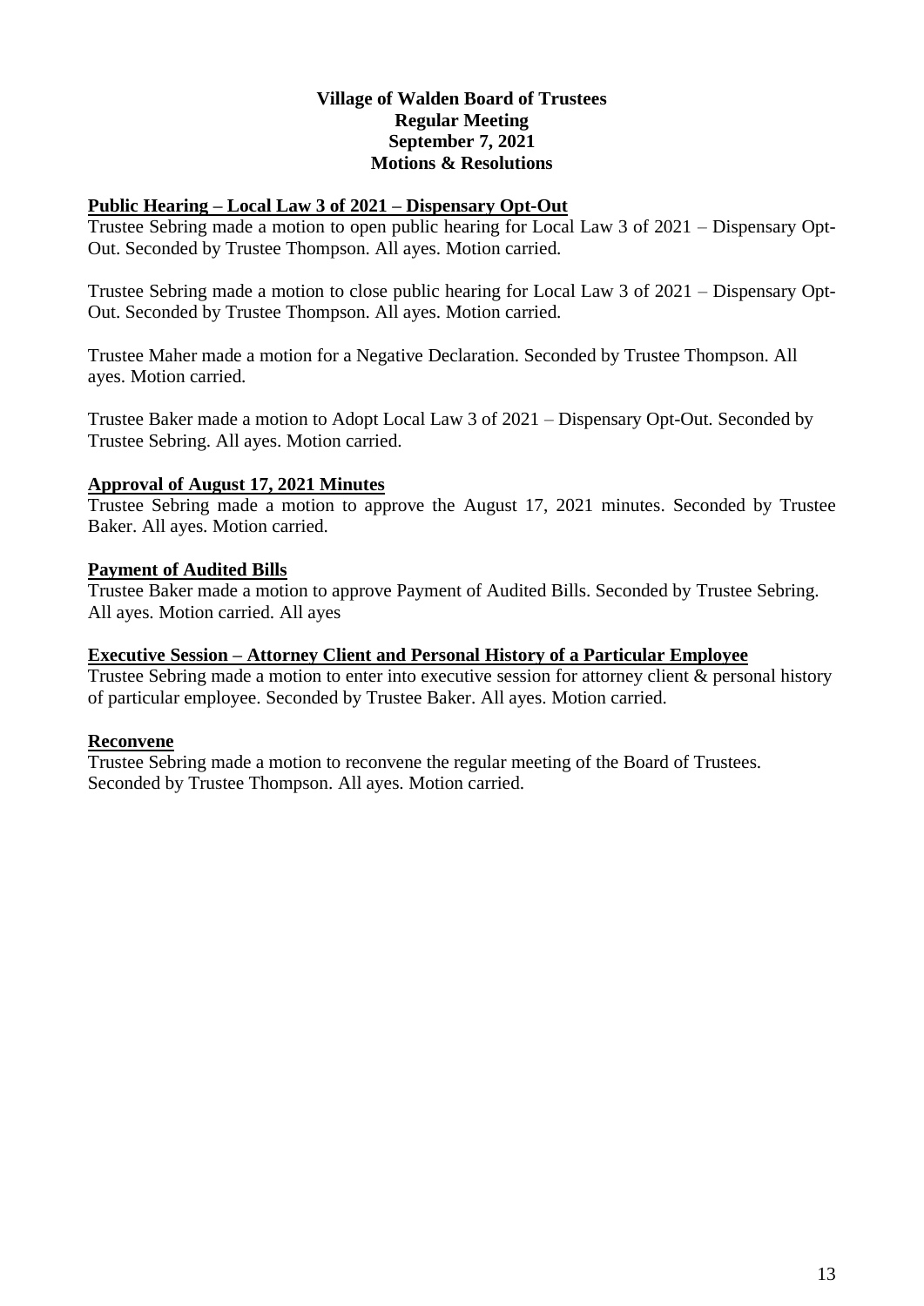**Village of Walden Board of Trustees**
**Regular Meeting**
**September 7, 2021**
**Motions & Resolutions**

**Public Hearing – Local Law 3 of 2021 – Dispensary Opt-Out**

Trustee Sebring made a motion to open public hearing for Local Law 3 of 2021 – Dispensary Opt-Out. Seconded by Trustee Thompson. All ayes. Motion carried.

Trustee Sebring made a motion to close public hearing for Local Law 3 of 2021 – Dispensary Opt-Out. Seconded by Trustee Thompson. All ayes. Motion carried.

Trustee Maher made a motion for a Negative Declaration. Seconded by Trustee Thompson. All ayes. Motion carried.

Trustee Baker made a motion to Adopt Local Law 3 of 2021 – Dispensary Opt-Out. Seconded by Trustee Sebring. All ayes. Motion carried.

**Approval of August 17, 2021 Minutes**

Trustee Sebring made a motion to approve the August 17, 2021 minutes. Seconded by Trustee Baker. All ayes. Motion carried.

**Payment of Audited Bills**

Trustee Baker made a motion to approve Payment of Audited Bills. Seconded by Trustee Sebring. All ayes. Motion carried. All ayes

**Executive Session – Attorney Client and Personal History of a Particular Employee**

Trustee Sebring made a motion to enter into executive session for attorney client & personal history of particular employee. Seconded by Trustee Baker. All ayes. Motion carried.

**Reconvene**

Trustee Sebring made a motion to reconvene the regular meeting of the Board of Trustees. Seconded by Trustee Thompson. All ayes. Motion carried.